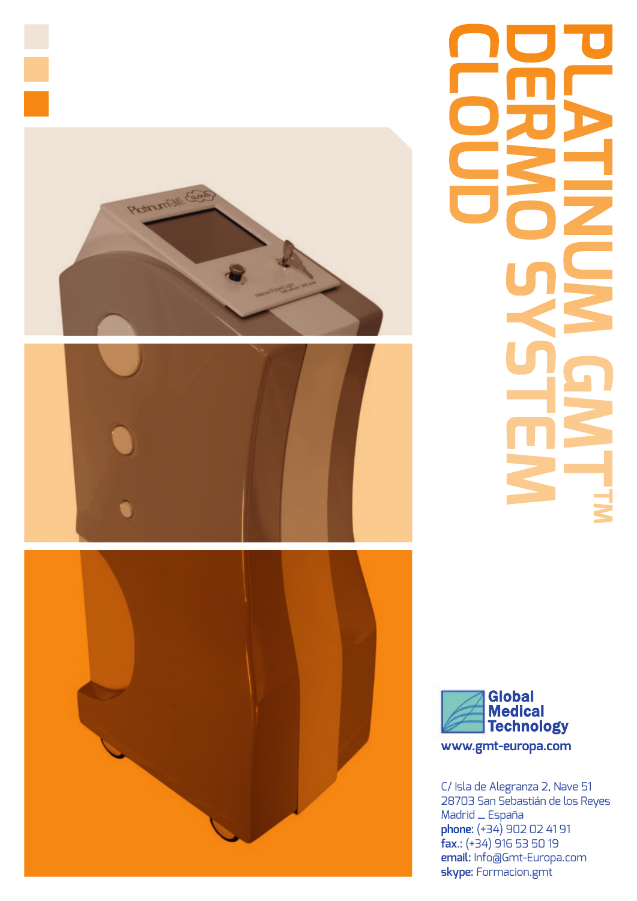# PLATINUM GMT™ DERMO SYSTEM CLOUD

**Global Medical Technology**

**www.gmt-europa.com**

C/ Isla de Alegranza 2, Nave 51
28703 San Sebastián de los Reyes
Madrid _ España
**phone:** (+34) 902 02 41 91
**fax.:** (+34) 916 53 50 19
**email:** Info@Gmt-Europa.com
**skype:** Formacion.gmt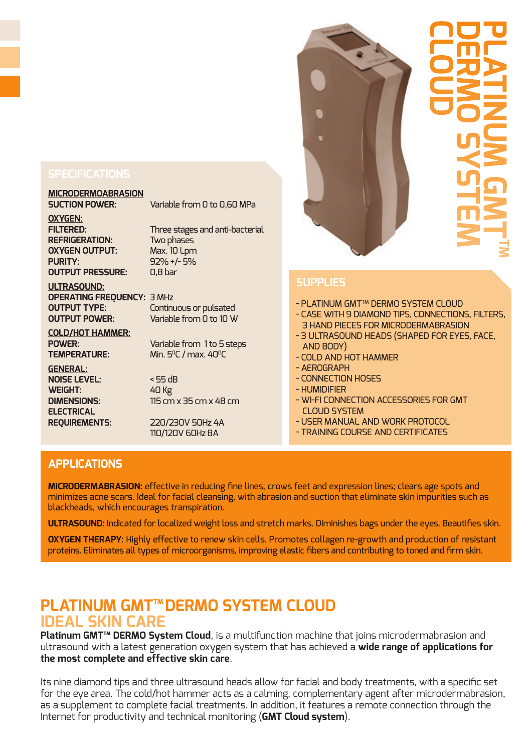# PLATINUM GMT™ DERMO SYSTEM CLOUD

## SPECIFICATIONS

**MICRODERMOABRASION**

| | |
|---|---|
| **SUCTION POWER:** | Variable from 0 to 0,60 MPa |

**OXYGEN:**

| | |
|---|---|
| **FILTERED:** | Three stages and anti-bacterial |
| **REFRIGERATION:** | Two phases |
| **OXYGEN OUTPUT:** | Max. 10 Lpm |
| **PURITY:** | 92% +/- 5% |
| **OUTPUT PRESSURE:** | 0,8 bar |

**ULTRASOUND:**

| | |
|---|---|
| **OPERATING FREQUENCY:** | 3 MHz |
| **OUTPUT TYPE:** | Continuous or pulsated |
| **OUTPUT POWER:** | Variable from 0 to 10 W |

**COLD/HOT HAMMER:**

| | |
|---|---|
| **POWER:** | Variable from 1 to 5 steps |
| **TEMPERATURE:** | Min. 5ºC / max. 40ºC |

**GENERAL:**

| | |
|---|---|
| **NOISE LEVEL:** | < 55 dB |
| **WEIGHT:** | 40 Kg |
| **DIMENSIONS:** | 115 cm x 35 cm x 48 cm |
| **ELECTRICAL REQUIREMENTS:** | 220/230V 50Hz 4A<br>110/120V 60Hz 8A |

## SUPPLIES

- PLATINUM GMT™ DERMO SYSTEM CLOUD
- CASE WITH 9 DIAMOND TIPS, CONNECTIONS, FILTERS, 3 HAND PIECES FOR MICRODERMABRASION
- 3 ULTRASOUND HEADS (SHAPED FOR EYES, FACE, AND BODY)
- COLD AND HOT HAMMER
- AEROGRAPH
- CONNECTION HOSES
- HUMIDIFIER
- WI-FI CONNECTION ACCESSORIES FOR GMT CLOUD SYSTEM
- USER MANUAL AND WORK PROTOCOL
- TRAINING COURSE AND CERTIFICATES

## APPLICATIONS

**MICRODERMABRASION:** effective in reducing fine lines, crows feet and expression lines; clears age spots and minimizes acne scars. Ideal for facial cleansing, with abrasion and suction that eliminate skin impurities such as blackheads, which encourages transpiration.

**ULTRASOUND:** Indicated for localized weight loss and stretch marks. Diminishes bags under the eyes. Beautifies skin.

**OXYGEN THERAPY:** Highly effective to renew skin cells. Promotes collagen re-growth and production of resistant proteins. Eliminates all types of microorganisms, improving elastic fibers and contributing to toned and firm skin.

## PLATINUM GMT™ DERMO SYSTEM CLOUD
## IDEAL SKIN CARE

**Platinum GMT™ DERMO System Cloud**, is a multifunction machine that joins microdermabrasion and ultrasound with a latest generation oxygen system that has achieved a **wide range of applications for the most complete and effective skin care**.

Its nine diamond tips and three ultrasound heads allow for facial and body treatments, with a specific set for the eye area. The cold/hot hammer acts as a calming, complementary agent after microdermabrasion, as a supplement to complete facial treatments. In addition, it features a remote connection through the Internet for productivity and technical monitoring (**GMT Cloud system**).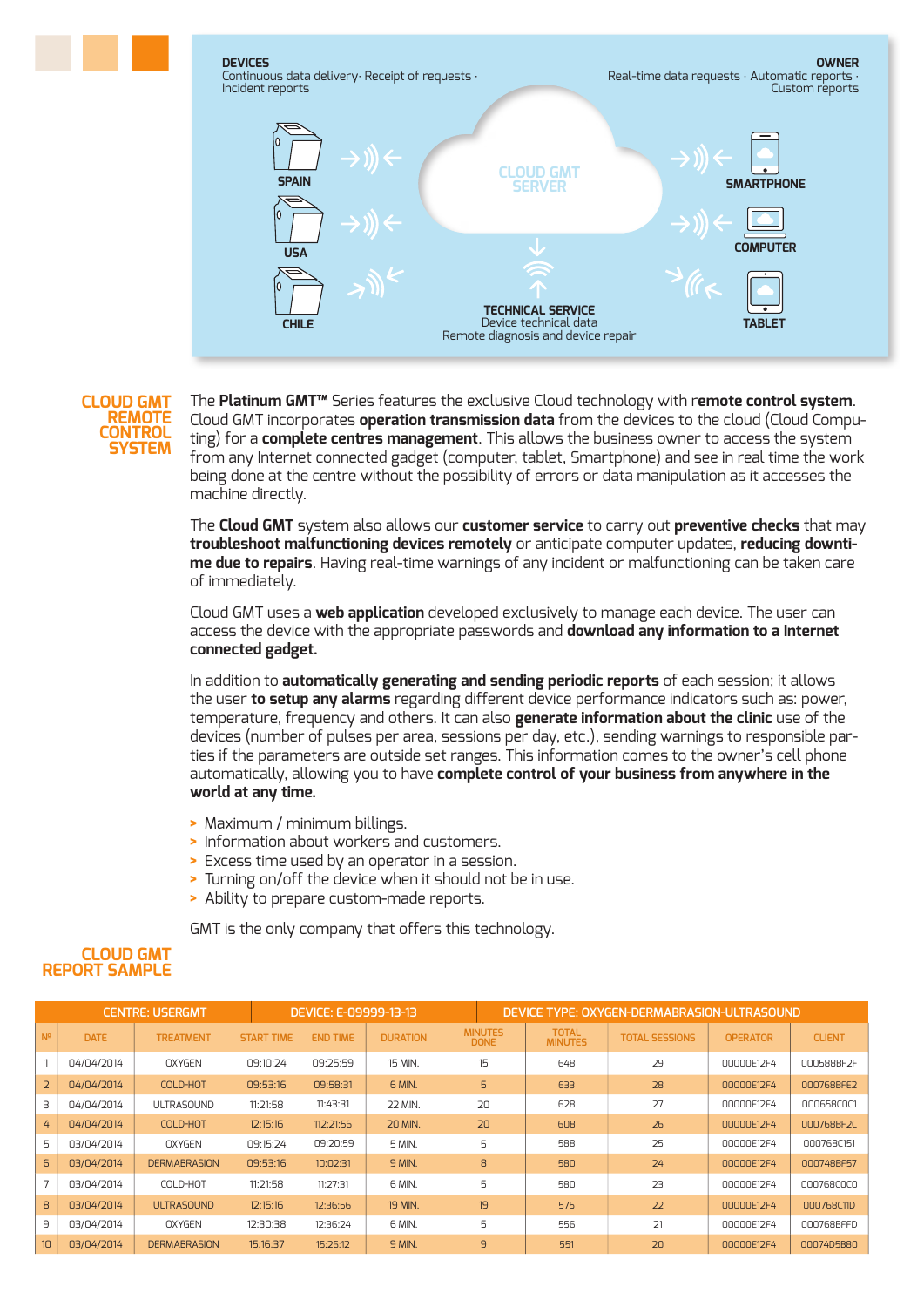**DEVICES**
Continuous data delivery · Receipt of requests · Incident reports

**OWNER**
Real-time data requests · Automatic reports · Custom reports

SPAIN

USA

CHILE

CLOUD GMT SERVER

SMARTPHONE

COMPUTER

TABLET

**TECHNICAL SERVICE**
Device technical data
Remote diagnosis and device repair

## CLOUD GMT REMOTE CONTROL SYSTEM

The **Platinum GMT™** Series features the exclusive Cloud technology with r**emote control system**. Cloud GMT incorporates **operation transmission data** from the devices to the cloud (Cloud Computing) for a **complete centres management**. This allows the business owner to access the system from any Internet connected gadget (computer, tablet, Smartphone) and see in real time the work being done at the centre without the possibility of errors or data manipulation as it accesses the machine directly.

The **Cloud GMT** system also allows our **customer service** to carry out **preventive checks** that may **troubleshoot malfunctioning devices remotely** or anticipate computer updates, **reducing downtime due to repairs**. Having real-time warnings of any incident or malfunctioning can be taken care of immediately.

Cloud GMT uses a **web application** developed exclusively to manage each device. The user can access the device with the appropriate passwords and **download any information to a Internet connected gadget.**

In addition to **automatically generating and sending periodic reports** of each session; it allows the user **to setup any alarms** regarding different device performance indicators such as: power, temperature, frequency and others. It can also **generate information about the clinic** use of the devices (number of pulses per area, sessions per day, etc.), sending warnings to responsible parties if the parameters are outside set ranges. This information comes to the owner's cell phone automatically, allowing you to have **complete control of your business from anywhere in the world at any time.**

- Maximum / minimum billings.
- Information about workers and customers.
- Excess time used by an operator in a session.
- Turning on/off the device when it should not be in use.
- Ability to prepare custom-made reports.

GMT is the only company that offers this technology.

## CLOUD GMT REPORT SAMPLE

| CENTRE: USERGMT | | | DEVICE: E-09999-13-13 | | | DEVICE TYPE: OXYGEN-DERMABRASION-ULTRASOUND | | | | |
|---|---|---|---|---|---|---|---|---|---|---|
| Nº | DATE | TREATMENT | START TIME | END TIME | DURATION | MINUTES DONE | TOTAL MINUTES | TOTAL SESSIONS | OPERATOR | CLIENT |
| 1 | 04/04/2014 | OXYGEN | 09:10:24 | 09:25:59 | 15 MIN. | 15 | 648 | 29 | 00000E12F4 | 000588BF2F |
| 2 | 04/04/2014 | COLD-HOT | 09:53:16 | 09:58:31 | 6 MIN. | 5 | 633 | 28 | 00000E12F4 | 000768BFE2 |
| 3 | 04/04/2014 | ULTRASOUND | 11:21:58 | 11:43:31 | 22 MIN. | 20 | 628 | 27 | 00000E12F4 | 000658C0C1 |
| 4 | 04/04/2014 | COLD-HOT | 12:15:16 | 112:21:56 | 20 MIN. | 20 | 608 | 26 | 00000E12F4 | 000768BF2C |
| 5 | 03/04/2014 | OXYGEN | 09:15:24 | 09:20:59 | 5 MIN. | 5 | 588 | 25 | 00000E12F4 | 000768C151 |
| 6 | 03/04/2014 | DERMABRASION | 09:53:16 | 10:02:31 | 9 MIN. | 8 | 580 | 24 | 00000E12F4 | 000748BF57 |
| 7 | 03/04/2014 | COLD-HOT | 11:21:58 | 11:27:31 | 6 MIN. | 5 | 580 | 23 | 00000E12F4 | 000768C0C0 |
| 8 | 03/04/2014 | ULTRASOUND | 12:15:16 | 12:36:56 | 19 MIN. | 19 | 575 | 22 | 00000E12F4 | 000768C11D |
| 9 | 03/04/2014 | OXYGEN | 12:30:38 | 12:36:24 | 6 MIN. | 5 | 556 | 21 | 00000E12F4 | 000768BFFD |
| 10 | 03/04/2014 | DERMABRASION | 15:16:37 | 15:26:12 | 9 MIN. | 9 | 551 | 20 | 00000E12F4 | 00074D5B80 |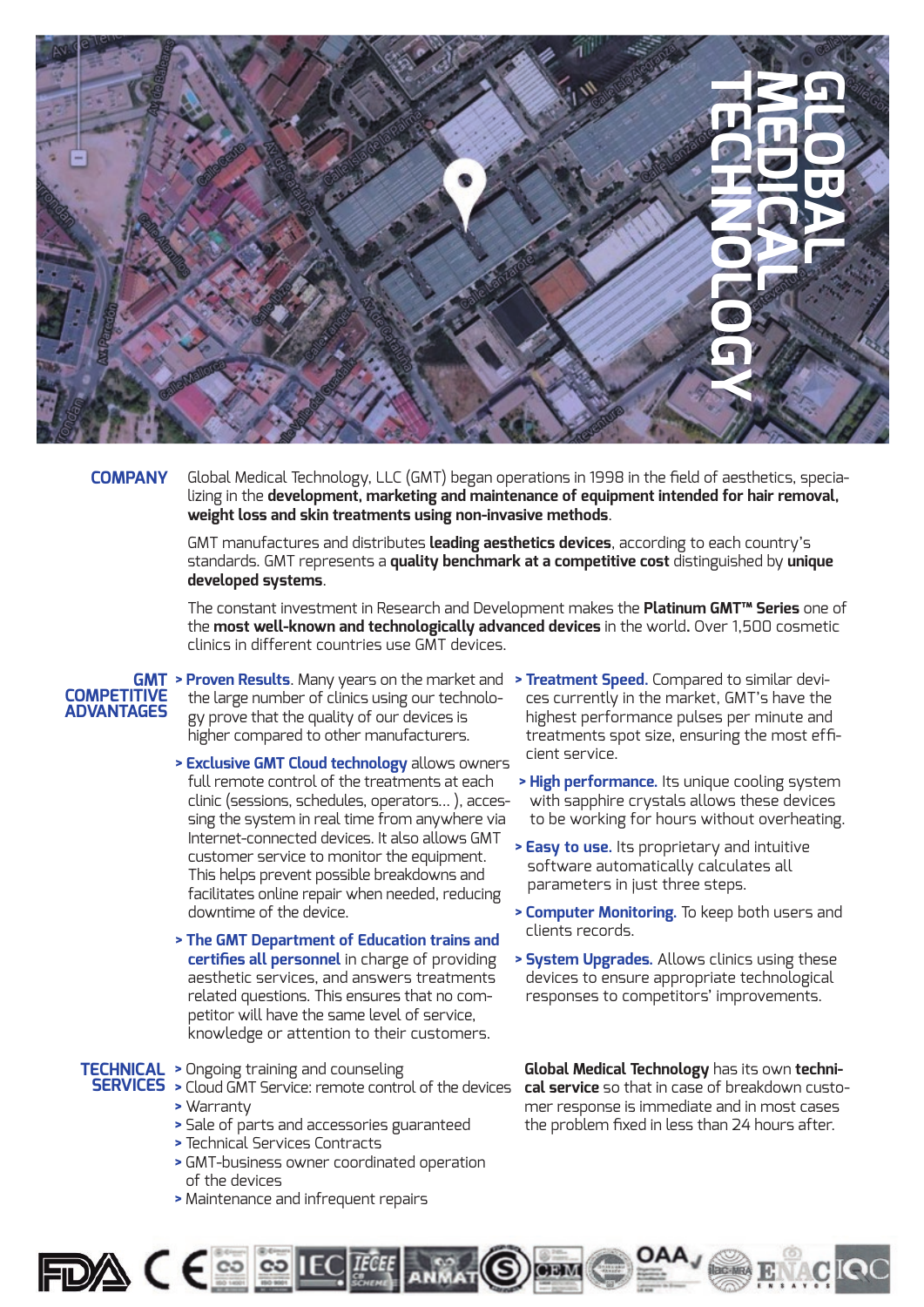# GLOBAL MEDICAL TECHNOLOGY

## COMPANY

Global Medical Technology, LLC (GMT) began operations in 1998 in the field of aesthetics, specializing in the **development, marketing and maintenance of equipment intended for hair removal, weight loss and skin treatments using non-invasive methods**.

GMT manufactures and distributes **leading aesthetics devices**, according to each country's standards. GMT represents a **quality benchmark at a competitive cost** distinguished by **unique developed systems**.

The constant investment in Research and Development makes the **Platinum GMT™ Series** one of the **most well-known and technologically advanced devices** in the world**.** Over 1,500 cosmetic clinics in different countries use GMT devices.

## GMT COMPETITIVE ADVANTAGES

> **Proven Results**. Many years on the market and the large number of clinics using our technology prove that the quality of our devices is higher compared to other manufacturers.

> **Exclusive GMT Cloud technology** allows owners full remote control of the treatments at each clinic (sessions, schedules, operators... ), accessing the system in real time from anywhere via Internet-connected devices. It also allows GMT customer service to monitor the equipment. This helps prevent possible breakdowns and facilitates online repair when needed, reducing downtime of the device.

> **The GMT Department of Education trains and certifies all personnel** in charge of providing aesthetic services, and answers treatments related questions. This ensures that no competitor will have the same level of service, knowledge or attention to their customers.

> **Treatment Speed.** Compared to similar devices currently in the market, GMT's have the highest performance pulses per minute and treatments spot size, ensuring the most efficient service.

> **High performance.** Its unique cooling system with sapphire crystals allows these devices to be working for hours without overheating.

> **Easy to use.** Its proprietary and intuitive software automatically calculates all parameters in just three steps.

> **Computer Monitoring.** To keep both users and clients records.

> **System Upgrades.** Allows clinics using these devices to ensure appropriate technological responses to competitors' improvements.

## TECHNICAL SERVICES

> Ongoing training and counseling
> Cloud GMT Service: remote control of the devices
> Warranty
> Sale of parts and accessories guaranteed
> Technical Services Contracts
> GMT-business owner coordinated operation of the devices
> Maintenance and infrequent repairs

**Global Medical Technology** has its own **technical service** so that in case of breakdown customer response is immediate and in most cases the problem fixed in less than 24 hours after.

FDA CE IEC IECEE ANMAT OAA ENAC IQC